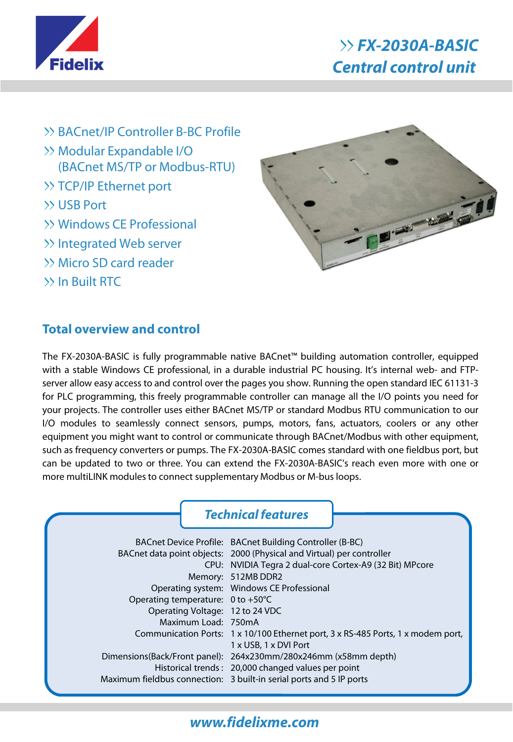Fidelix

# FX-2030A-BASIC
## Central control unit

- BACnet/IP Controller B-BC Profile
- Modular Expandable I/O (BACnet MS/TP or Modbus-RTU)
- TCP/IP Ethernet port
- USB Port
- Windows CE Professional
- Integrated Web server
- Micro SD card reader
- In Built RTC

## Total overview and control

The FX-2030A-BASIC is fully programmable native BACnet™ building automation controller, equipped with a stable Windows CE professional, in a durable industrial PC housing. It's internal web- and FTP-server allow easy access to and control over the pages you show. Running the open standard IEC 61131-3 for PLC programming, this freely programmable controller can manage all the I/O points you need for your projects. The controller uses either BACnet MS/TP or standard Modbus RTU communication to our I/O modules to seamlessly connect sensors, pumps, motors, fans, actuators, coolers or any other equipment you might want to control or communicate through BACnet/Modbus with other equipment, such as frequency converters or pumps. The FX-2030A-BASIC comes standard with one fieldbus port, but can be updated to two or three. You can extend the FX-2030A-BASIC's reach even more with one or more multiLINK modules to connect supplementary Modbus or M-bus loops.

## Technical features

| | |
|---|---|
| BACnet Device Profile: | BACnet Building Controller (B-BC) |
| BACnet data point objects: | 2000 (Physical and Virtual) per controller |
| CPU: | NVIDIA Tegra 2 dual-core Cortex-A9 (32 Bit) MPcore |
| Memory: | 512MB DDR2 |
| Operating system: | Windows CE Professional |
| Operating temperature: | 0 to +50°C |
| Operating Voltage: | 12 to 24 VDC |
| Maximum Load: | 750mA |
| Communication Ports: | 1 x 10/100 Ethernet port, 3 x RS-485 Ports, 1 x modem port, 1 x USB, 1 x DVI Port |
| Dimensions(Back/Front panel): | 264x230mm/280x246mm (x58mm depth) |
| Historical trends : | 20,000 changed values per point |
| Maximum fieldbus connection: | 3 built-in serial ports and 5 IP ports |

www.fidelixme.com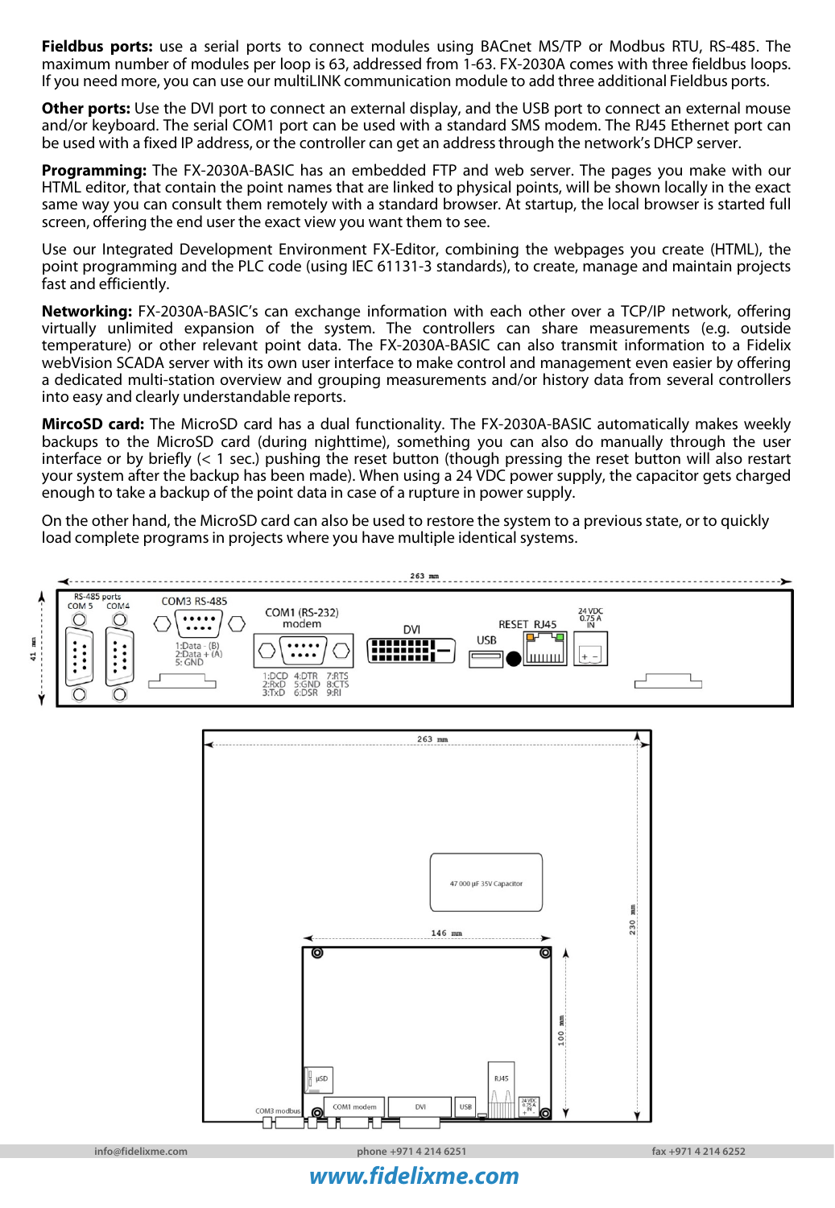**Fieldbus ports:** use a serial ports to connect modules using BACnet MS/TP or Modbus RTU, RS-485. The maximum number of modules per loop is 63, addressed from 1-63. FX-2030A comes with three fieldbus loops. If you need more, you can use our multiLINK communication module to add three additional Fieldbus ports.

**Other ports:** Use the DVI port to connect an external display, and the USB port to connect an external mouse and/or keyboard. The serial COM1 port can be used with a standard SMS modem. The RJ45 Ethernet port can be used with a fixed IP address, or the controller can get an address through the network's DHCP server.

**Programming:** The FX-2030A-BASIC has an embedded FTP and web server. The pages you make with our HTML editor, that contain the point names that are linked to physical points, will be shown locally in the exact same way you can consult them remotely with a standard browser. At startup, the local browser is started full screen, offering the end user the exact view you want them to see.

Use our Integrated Development Environment FX-Editor, combining the webpages you create (HTML), the point programming and the PLC code (using IEC 61131-3 standards), to create, manage and maintain projects fast and efficiently.

**Networking:** FX-2030A-BASIC's can exchange information with each other over a TCP/IP network, offering virtually unlimited expansion of the system. The controllers can share measurements (e.g. outside temperature) or other relevant point data. The FX-2030A-BASIC can also transmit information to a Fidelix webVision SCADA server with its own user interface to make control and management even easier by offering a dedicated multi-station overview and grouping measurements and/or history data from several controllers into easy and clearly understandable reports.

**MircoSD card:** The MicroSD card has a dual functionality. The FX-2030A-BASIC automatically makes weekly backups to the MicroSD card (during nighttime), something you can also do manually through the user interface or by briefly (< 1 sec.) pushing the reset button (though pressing the reset button will also restart your system after the backup has been made). When using a 24 VDC power supply, the capacitor gets charged enough to take a backup of the point data in case of a rupture in power supply.

On the other hand, the MicroSD card can also be used to restore the system to a previous state, or to quickly load complete programs in projects where you have multiple identical systems.

263 mm
41 mm
RS-485 ports
COM 5 COM4
COM3 RS-485
1:Data - (B)
2:Data + (A)
5: GND
COM1 (RS-232)
modem
1:DCD 4:DTR 7:RTS
2:RxD 5:GND 8:CTS
3:TxD 6:DSR 9:RI
DVI
USB
RESET RJ45
24 VDC
0.75 A
IN

263 mm
230 mm
47 000 µF 35V Capacitor
146 mm
100 mm
µSD
RJ45
COM3 modbus
COM1 modem
DVI
USB
24 VDC 0.75 A IN

www.fidelixme.com